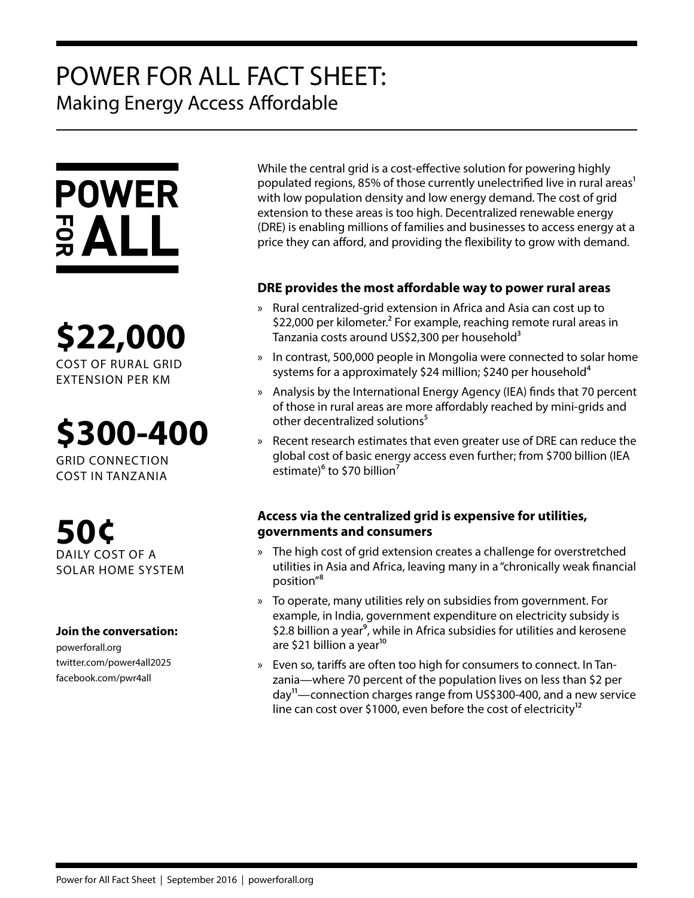# POWER FOR ALL FACT SHEET:
## Making Energy Access Affordable

POWER FOR ALL

**$22,000**
COST OF RURAL GRID EXTENSION PER KM

**$300-400**
GRID CONNECTION COST IN TANZANIA

**50¢**
DAILY COST OF A SOLAR HOME SYSTEM

**Join the conversation:**
powerforall.org
twitter.com/power4all2025
facebook.com/pwr4all

While the central grid is a cost-effective solution for powering highly populated regions, 85% of those currently unelectrified live in rural areas[1] with low population density and low energy demand. The cost of grid extension to these areas is too high. Decentralized renewable energy (DRE) is enabling millions of families and businesses to access energy at a price they can afford, and providing the flexibility to grow with demand.

### DRE provides the most affordable way to power rural areas

- Rural centralized-grid extension in Africa and Asia can cost up to $22,000 per kilometer.[2] For example, reaching remote rural areas in Tanzania costs around US$2,300 per household[3]
- In contrast, 500,000 people in Mongolia were connected to solar home systems for a approximately $24 million; $240 per household[4]
- Analysis by the International Energy Agency (IEA) finds that 70 percent of those in rural areas are more affordably reached by mini-grids and other decentralized solutions[5]
- Recent research estimates that even greater use of DRE can reduce the global cost of basic energy access even further; from $700 billion (IEA estimate)[6] to $70 billion[7]

### Access via the centralized grid is expensive for utilities, governments and consumers

- The high cost of grid extension creates a challenge for overstretched utilities in Asia and Africa, leaving many in a "chronically weak financial position"[8]
- To operate, many utilities rely on subsidies from government. For example, in India, government expenditure on electricity subsidy is $2.8 billion a year[9], while in Africa subsidies for utilities and kerosene are $21 billion a year[10]
- Even so, tariffs are often too high for consumers to connect. In Tanzania—where 70 percent of the population lives on less than $2 per day[11]—connection charges range from US$300-400, and a new service line can cost over $1000, even before the cost of electricity[12]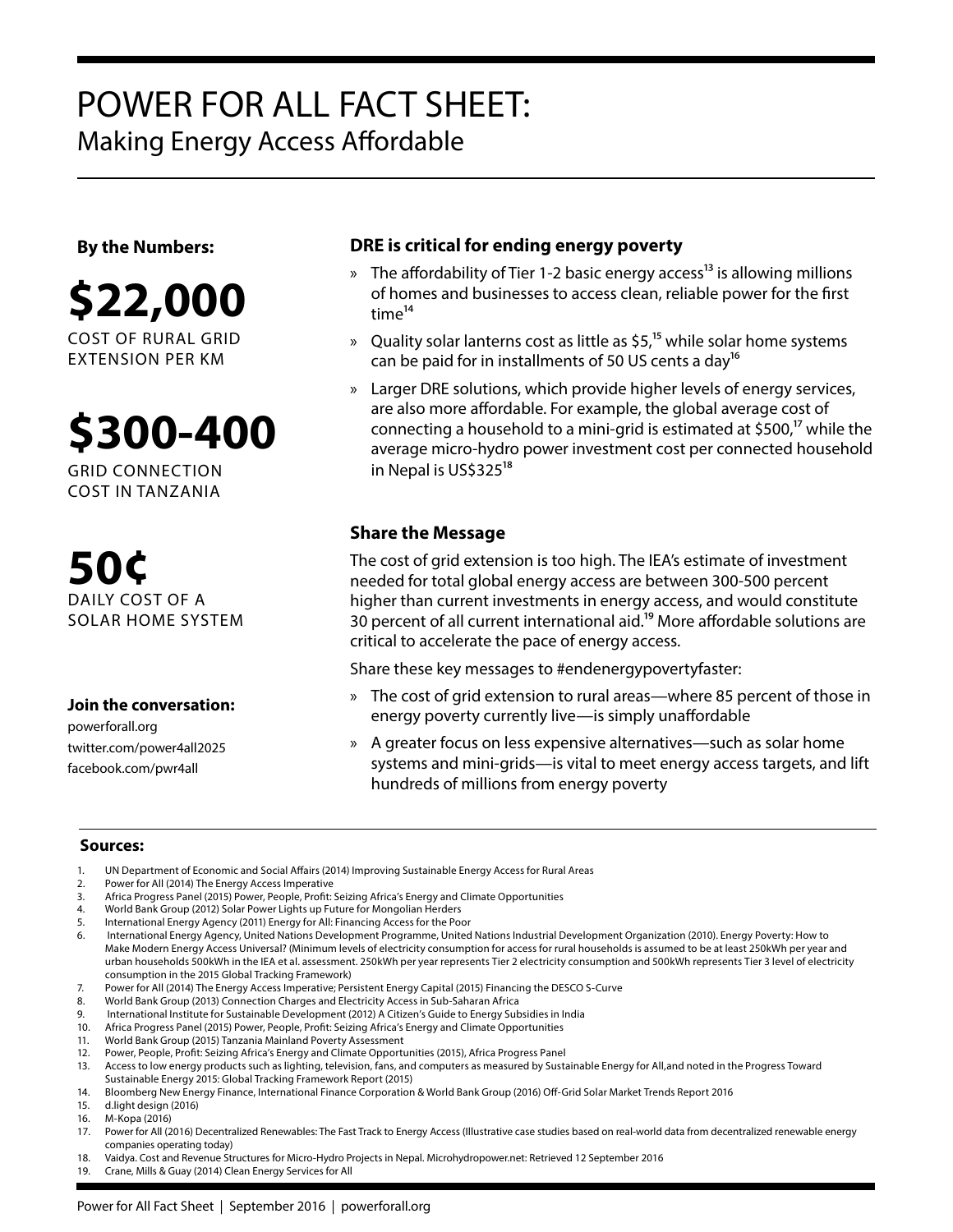# POWER FOR ALL FACT SHEET:

## Making Energy Access Affordable

**By the Numbers:**

**$22,000**

COST OF RURAL GRID EXTENSION PER KM

**$300-400**

GRID CONNECTION COST IN TANZANIA

**50¢**

DAILY COST OF A SOLAR HOME SYSTEM

**Join the conversation:**

powerforall.org

twitter.com/power4all2025

facebook.com/pwr4all

### DRE is critical for ending energy poverty

- » The affordability of Tier 1-2 basic energy access[13] is allowing millions of homes and businesses to access clean, reliable power for the first time[14]
- » Quality solar lanterns cost as little as $5,[15] while solar home systems can be paid for in installments of 50 US cents a day[16]
- » Larger DRE solutions, which provide higher levels of energy services, are also more affordable. For example, the global average cost of connecting a household to a mini-grid is estimated at $500,[17] while the average micro-hydro power investment cost per connected household in Nepal is US$325[18]

### Share the Message

The cost of grid extension is too high. The IEA's estimate of investment needed for total global energy access are between 300-500 percent higher than current investments in energy access, and would constitute 30 percent of all current international aid.[19] More affordable solutions are critical to accelerate the pace of energy access.

Share these key messages to #endenergypovertyfaster:

- » The cost of grid extension to rural areas—where 85 percent of those in energy poverty currently live—is simply unaffordable
- » A greater focus on less expensive alternatives—such as solar home systems and mini-grids—is vital to meet energy access targets, and lift hundreds of millions from energy poverty

**Sources:**

1. UN Department of Economic and Social Affairs (2014) Improving Sustainable Energy Access for Rural Areas
2. Power for All (2014) The Energy Access Imperative
3. Africa Progress Panel (2015) Power, People, Profit: Seizing Africa's Energy and Climate Opportunities
4. World Bank Group (2012) Solar Power Lights up Future for Mongolian Herders
5. International Energy Agency (2011) Energy for All: Financing Access for the Poor
6. International Energy Agency, United Nations Development Programme, United Nations Industrial Development Organization (2010). Energy Poverty: How to Make Modern Energy Access Universal? (Minimum levels of electricity consumption for access for rural households is assumed to be at least 250kWh per year and urban households 500kWh in the IEA et al. assessment. 250kWh per year represents Tier 2 electricity consumption and 500kWh represents Tier 3 level of electricity consumption in the 2015 Global Tracking Framework)
7. Power for All (2014) The Energy Access Imperative; Persistent Energy Capital (2015) Financing the DESCO S-Curve
8. World Bank Group (2013) Connection Charges and Electricity Access in Sub-Saharan Africa
9. International Institute for Sustainable Development (2012) A Citizen's Guide to Energy Subsidies in India
10. Africa Progress Panel (2015) Power, People, Profit: Seizing Africa's Energy and Climate Opportunities
11. World Bank Group (2015) Tanzania Mainland Poverty Assessment
12. Power, People, Profit: Seizing Africa's Energy and Climate Opportunities (2015), Africa Progress Panel
13. Access to low energy products such as lighting, television, fans, and computers as measured by Sustainable Energy for All,and noted in the Progress Toward Sustainable Energy 2015: Global Tracking Framework Report (2015)
14. Bloomberg New Energy Finance, International Finance Corporation & World Bank Group (2016) Off-Grid Solar Market Trends Report 2016
15. d.light design (2016)
16. M-Kopa (2016)
17. Power for All (2016) Decentralized Renewables: The Fast Track to Energy Access (Illustrative case studies based on real-world data from decentralized renewable energy companies operating today)
18. Vaidya. Cost and Revenue Structures for Micro-Hydro Projects in Nepal. Microhydropower.net: Retrieved 12 September 2016
19. Crane, Mills & Guay (2014) Clean Energy Services for All